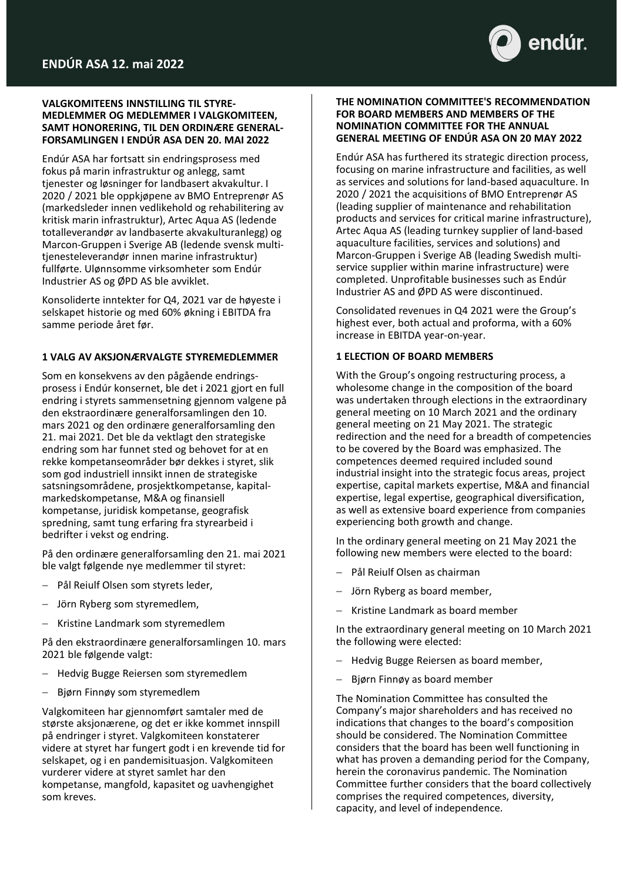# ENDÚR ASA 12. mai 2022

**VALGKOMITEENS INNSTILLING TIL STYRE-MEDLEMMER OG MEDLEMMER I VALGKOMITEEN, SAMT HONORERING, TIL DEN ORDINÆRE GENERAL-FORSAMLINGEN I ENDÚR ASA DEN 20. MAI 2022**

Endúr ASA har fortsatt sin endringsprosess med fokus på marin infrastruktur og anlegg, samt tjenester og løsninger for landbasert akvakultur. I 2020 / 2021 ble oppkjøpene av BMO Entreprenør AS (markedsleder innen vedlikehold og rehabilitering av kritisk marin infrastruktur), Artec Aqua AS (ledende totalleverandør av landbaserte akvakulturanlegg) og Marcon-Gruppen i Sverige AB (ledende svensk multi-tjenesteleverandør innen marine infrastruktur) fullførte. Ulønnsomme virksomheter som Endúr Industrier AS og ØPD AS ble avviklet.

Konsoliderte inntekter for Q4, 2021 var de høyeste i selskapet historie og med 60% økning i EBITDA fra samme periode året før.

**1 VALG AV AKSJONÆRVALGTE STYREMEDLEMMER**

Som en konsekvens av den pågående endrings-prosess i Endúr konsernet, ble det i 2021 gjort en full endring i styrets sammensetning gjennom valgene på den ekstraordinære generalforsamlingen den 10. mars 2021 og den ordinære generalforsamling den 21. mai 2021. Det ble da vektlagt den strategiske endring som har funnet sted og behovet for at en rekke kompetanseområder bør dekkes i styret, slik som god industriell innsikt innen de strategiske satsningsområdene, prosjektkompetanse, kapital-markedskompetanse, M&A og finansiell kompetanse, juridisk kompetanse, geografisk spredning, samt tung erfaring fra styrearbeid i bedrifter i vekst og endring.

På den ordinære generalforsamling den 21. mai 2021 ble valgt følgende nye medlemmer til styret:

- Pål Reiulf Olsen som styrets leder,
- Jörn Ryberg som styremedlem,
- Kristine Landmark som styremedlem

På den ekstraordinære generalforsamlingen 10. mars 2021 ble følgende valgt:

- Hedvig Bugge Reiersen som styremedlem
- Bjørn Finnøy som styremedlem

Valgkomiteen har gjennomført samtaler med de største aksjonærene, og det er ikke kommet innspill på endringer i styret. Valgkomiteen konstaterer videre at styret har fungert godt i en krevende tid for selskapet, og i en pandemisituasjon. Valgkomiteen vurderer videre at styret samlet har den kompetanse, mangfold, kapasitet og uavhengighet som kreves.

**THE NOMINATION COMMITTEE'S RECOMMENDATION FOR BOARD MEMBERS AND MEMBERS OF THE NOMINATION COMMITTEE FOR THE ANNUAL GENERAL MEETING OF ENDÚR ASA ON 20 MAY 2022**

Endúr ASA has furthered its strategic direction process, focusing on marine infrastructure and facilities, as well as services and solutions for land-based aquaculture. In 2020 / 2021 the acquisitions of BMO Entreprenør AS (leading supplier of maintenance and rehabilitation products and services for critical marine infrastructure), Artec Aqua AS (leading turnkey supplier of land-based aquaculture facilities, services and solutions) and Marcon-Gruppen i Sverige AB (leading Swedish multi-service supplier within marine infrastructure) were completed. Unprofitable businesses such as Endúr Industrier AS and ØPD AS were discontinued.

Consolidated revenues in Q4 2021 were the Group's highest ever, both actual and proforma, with a 60% increase in EBITDA year-on-year.

**1 ELECTION OF BOARD MEMBERS**

With the Group's ongoing restructuring process, a wholesome change in the composition of the board was undertaken through elections in the extraordinary general meeting on 10 March 2021 and the ordinary general meeting on 21 May 2021. The strategic redirection and the need for a breadth of competencies to be covered by the Board was emphasized. The competences deemed required included sound industrial insight into the strategic focus areas, project expertise, capital markets expertise, M&A and financial expertise, legal expertise, geographical diversification, as well as extensive board experience from companies experiencing both growth and change.

In the ordinary general meeting on 21 May 2021 the following new members were elected to the board:

- Pål Reiulf Olsen as chairman
- Jörn Ryberg as board member,
- Kristine Landmark as board member

In the extraordinary general meeting on 10 March 2021 the following were elected:

- Hedvig Bugge Reiersen as board member,
- Bjørn Finnøy as board member

The Nomination Committee has consulted the Company's major shareholders and has received no indications that changes to the board's composition should be considered. The Nomination Committee considers that the board has been well functioning in what has proven a demanding period for the Company, herein the coronavirus pandemic. The Nomination Committee further considers that the board collectively comprises the required competences, diversity, capacity, and level of independence.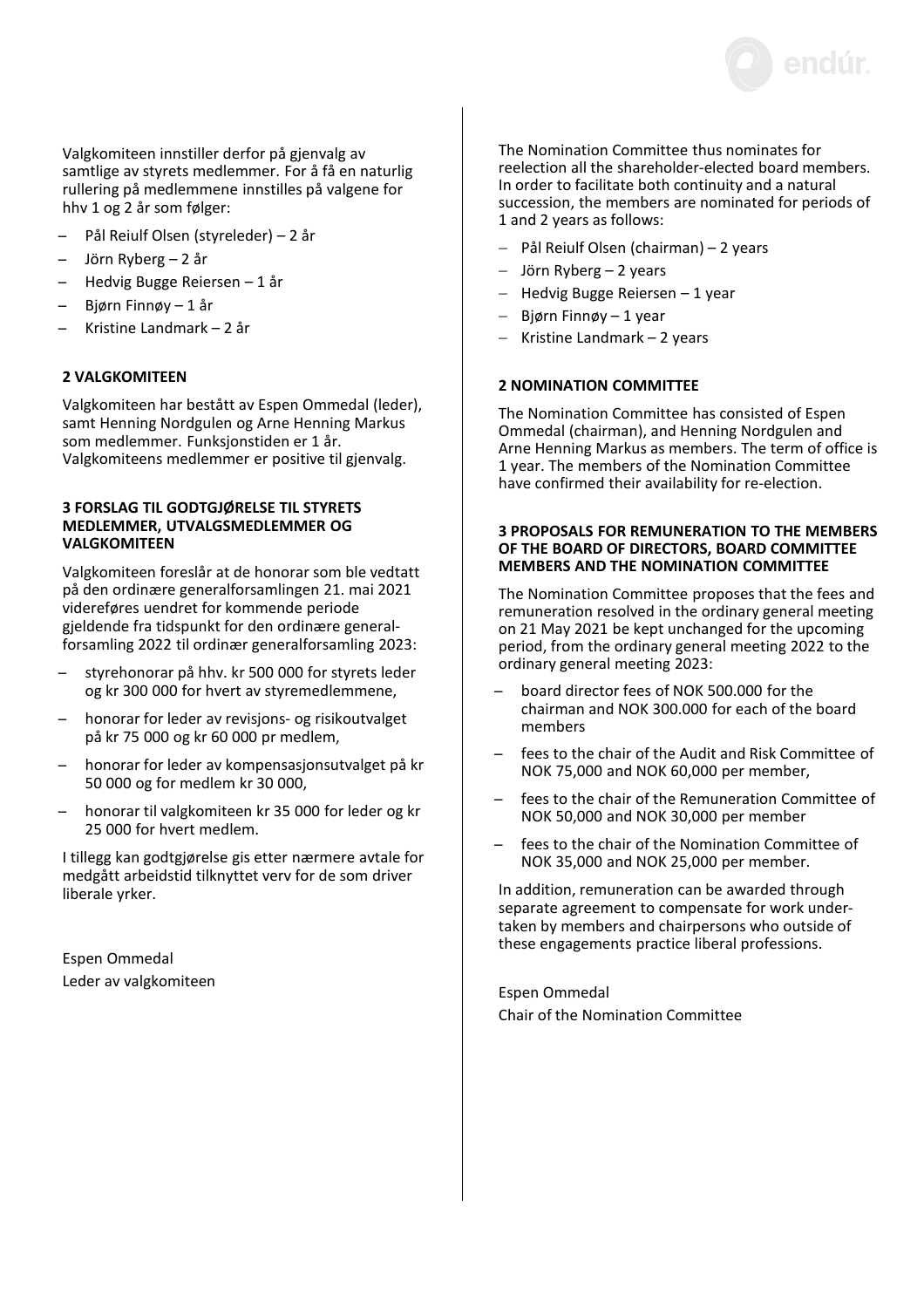Valgkomiteen innstiller derfor på gjenvalg av samtlige av styrets medlemmer. For å få en naturlig rullering på medlemmene innstilles på valgene for hhv 1 og 2 år som følger:

- Pål Reiulf Olsen (styreleder) – 2 år
- Jörn Ryberg – 2 år
- Hedvig Bugge Reiersen – 1 år
- Bjørn Finnøy – 1 år
- Kristine Landmark – 2 år

**2 VALGKOMITEEN**

Valgkomiteen har bestått av Espen Ommedal (leder), samt Henning Nordgulen og Arne Henning Markus som medlemmer. Funksjonstiden er 1 år. Valgkomiteens medlemmer er positive til gjenvalg.

**3 FORSLAG TIL GODTGJØRELSE TIL STYRETS MEDLEMMER, UTVALGSMEDLEMMER OG VALGKOMITEEN**

Valgkomiteen foreslår at de honorar som ble vedtatt på den ordinære generalforsamlingen 21. mai 2021 videreføres uendret for kommende periode gjeldende fra tidspunkt for den ordinære generalforsamling 2022 til ordinær generalforsamling 2023:

- styrehonorar på hhv. kr 500 000 for styrets leder og kr 300 000 for hvert av styremedlemmene,
- honorar for leder av revisjons- og risikoutvalget på kr 75 000 og kr 60 000 pr medlem,
- honorar for leder av kompensasjonsutvalget på kr 50 000 og for medlem kr 30 000,
- honorar til valgkomiteen kr 35 000 for leder og kr 25 000 for hvert medlem.

I tillegg kan godtgjørelse gis etter nærmere avtale for medgått arbeidstid tilknyttet verv for de som driver liberale yrker.

Espen Ommedal
Leder av valgkomiteen

The Nomination Committee thus nominates for reelection all the shareholder-elected board members. In order to facilitate both continuity and a natural succession, the members are nominated for periods of 1 and 2 years as follows:

- Pål Reiulf Olsen (chairman) – 2 years
- Jörn Ryberg – 2 years
- Hedvig Bugge Reiersen – 1 year
- Bjørn Finnøy – 1 year
- Kristine Landmark – 2 years

**2 NOMINATION COMMITTEE**

The Nomination Committee has consisted of Espen Ommedal (chairman), and Henning Nordgulen and Arne Henning Markus as members. The term of office is 1 year. The members of the Nomination Committee have confirmed their availability for re-election.

**3 PROPOSALS FOR REMUNERATION TO THE MEMBERS OF THE BOARD OF DIRECTORS, BOARD COMMITTEE MEMBERS AND THE NOMINATION COMMITTEE**

The Nomination Committee proposes that the fees and remuneration resolved in the ordinary general meeting on 21 May 2021 be kept unchanged for the upcoming period, from the ordinary general meeting 2022 to the ordinary general meeting 2023:

- board director fees of NOK 500.000 for the chairman and NOK 300.000 for each of the board members
- fees to the chair of the Audit and Risk Committee of NOK 75,000 and NOK 60,000 per member,
- fees to the chair of the Remuneration Committee of NOK 50,000 and NOK 30,000 per member
- fees to the chair of the Nomination Committee of NOK 35,000 and NOK 25,000 per member.

In addition, remuneration can be awarded through separate agreement to compensate for work undertaken by members and chairpersons who outside of these engagements practice liberal professions.

Espen Ommedal
Chair of the Nomination Committee